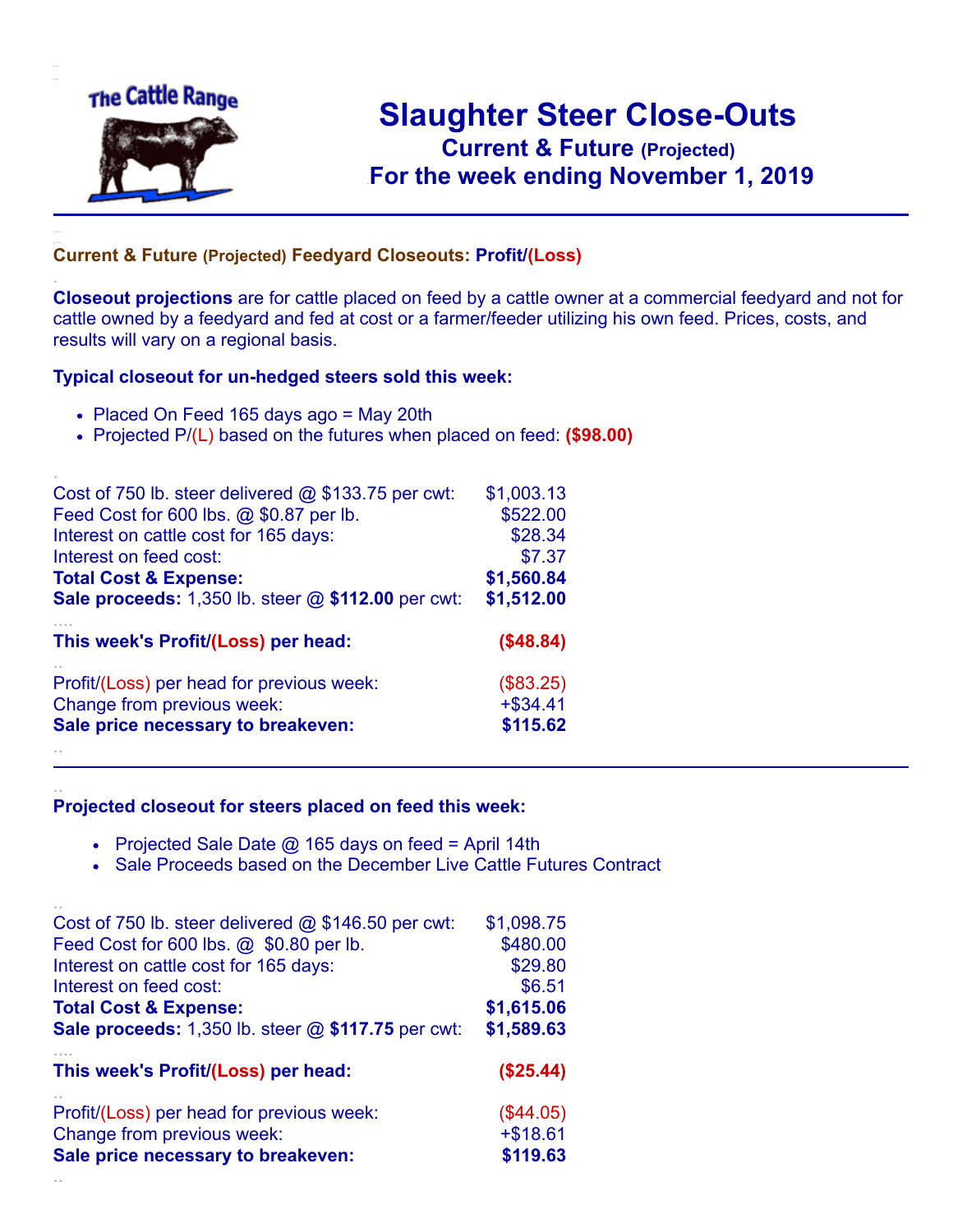The Cattle Range

# Slaughter Steer Close-Outs

## Current & Future (Projected)

## For the week ending November 1, 2019

### Current & Future (Projected) Feedyard Closeouts: Profit/(Loss)

**Closeout projections** are for cattle placed on feed by a cattle owner at a commercial feedyard and not for cattle owned by a feedyard and fed at cost or a farmer/feeder utilizing his own feed. Prices, costs, and results will vary on a regional basis.

### Typical closeout for un-hedged steers sold this week:

- Placed On Feed 165 days ago = May 20th
- Projected P/(L) based on the futures when placed on feed: **($98.00)**

| | |
|---|---|
| Cost of 750 lb. steer delivered @ $133.75 per cwt: | $1,003.13 |
| Feed Cost for 600 lbs. @ $0.87 per lb. | $522.00 |
| Interest on cattle cost for 165 days: | $28.34 |
| Interest on feed cost: | $7.37 |
| **Total Cost & Expense:** | **$1,560.84** |
| **Sale proceeds:** 1,350 lb. steer @ **$112.00** per cwt: | **$1,512.00** |
| **This week's Profit/(Loss) per head:** | **($48.84)** |
| Profit/(Loss) per head for previous week: | ($83.25) |
| Change from previous week: | +$34.41 |
| **Sale price necessary to breakeven:** | **$115.62** |

### Projected closeout for steers placed on feed this week:

- Projected Sale Date @ 165 days on feed = April 14th
- Sale Proceeds based on the December Live Cattle Futures Contract

| | |
|---|---|
| Cost of 750 lb. steer delivered @ $146.50 per cwt: | $1,098.75 |
| Feed Cost for 600 lbs. @ $0.80 per lb. | $480.00 |
| Interest on cattle cost for 165 days: | $29.80 |
| Interest on feed cost: | $6.51 |
| **Total Cost & Expense:** | **$1,615.06** |
| **Sale proceeds:** 1,350 lb. steer @ **$117.75** per cwt: | **$1,589.63** |
| **This week's Profit/(Loss) per head:** | **($25.44)** |
| Profit/(Loss) per head for previous week: | ($44.05) |
| Change from previous week: | +$18.61 |
| **Sale price necessary to breakeven:** | **$119.63** |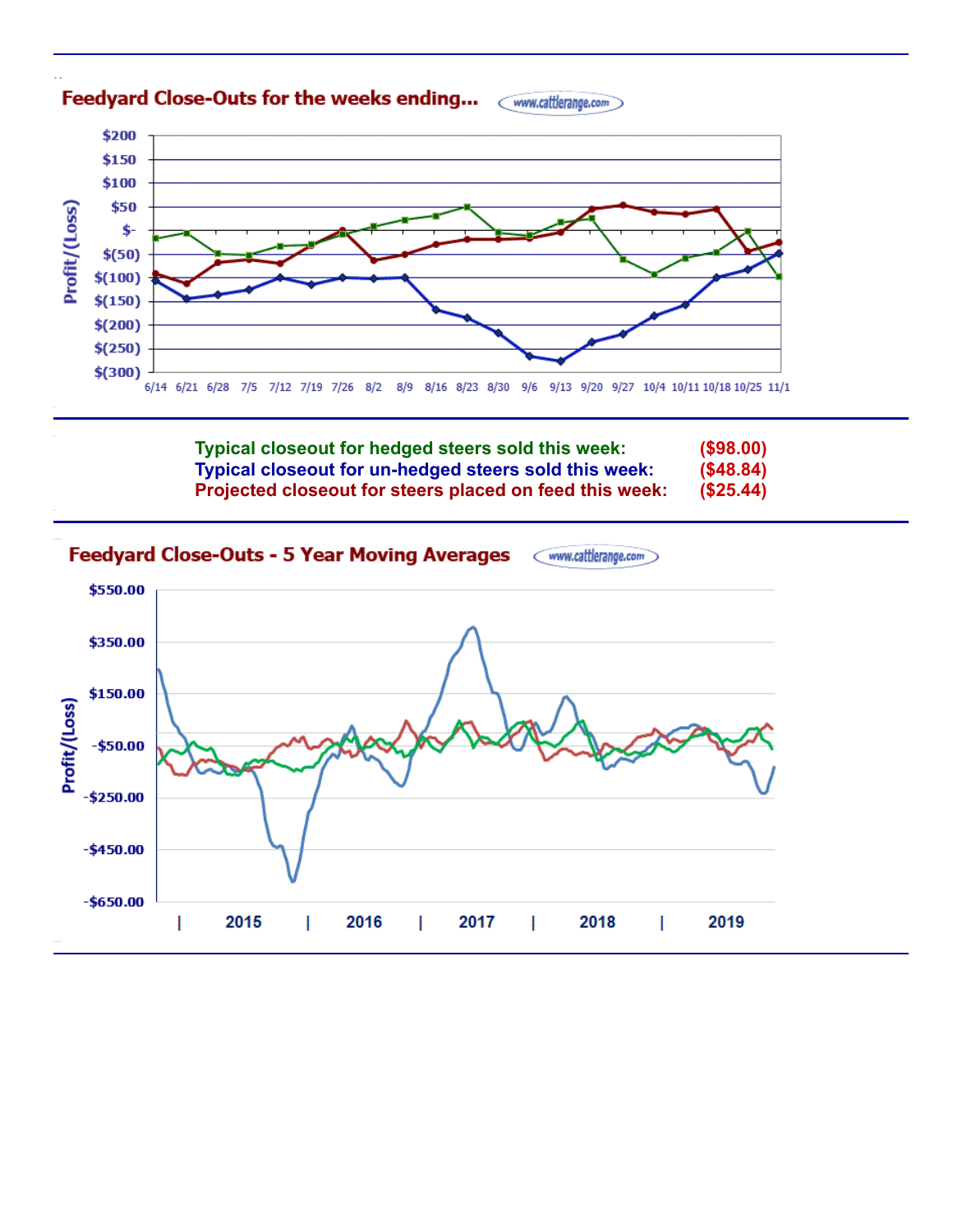## Feedyard Close-Outs for the weeks ending...

www.cattlerange.com

$200
$150
$100
$50
$-
$(50)
$(100)
$(150)
$(200)
$(250)
$(300)

Profit/(Loss)

6/14 6/21 6/28 7/5 7/12 7/19 7/26 8/2 8/9 8/16 8/23 8/30 9/6 9/13 9/20 9/27 10/4 10/11 10/18 10/25 11/1

| | |
|---|---|
| **Typical closeout for hedged steers sold this week:** | **($98.00)** |
| **Typical closeout for un-hedged steers sold this week:** | **($48.84)** |
| **Projected closeout for steers placed on feed this week:** | **($25.44)** |

## Feedyard Close-Outs - 5 Year Moving Averages

www.cattlerange.com

$550.00
$350.00
$150.00
-$50.00
-$250.00
-$450.00
-$650.00

Profit/(Loss)

| 2015 | 2016 | 2017 | 2018 | 2019